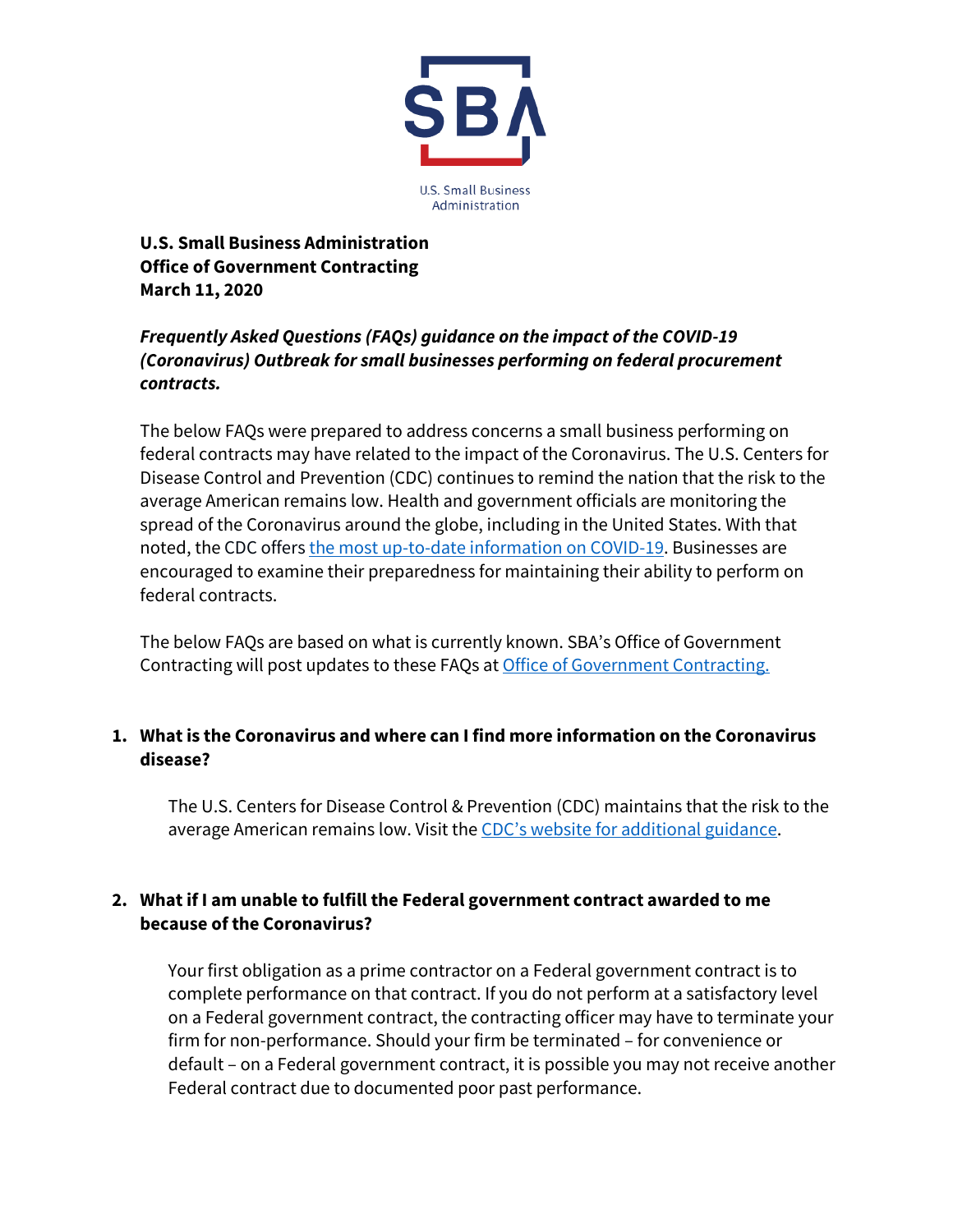U.S. Small Business Administration

**U.S. Small Business Administration**
**Office of Government Contracting**
**March 11, 2020**

***Frequently Asked Questions (FAQs) guidance on the impact of the COVID-19 (Coronavirus) Outbreak for small businesses performing on federal procurement contracts.***

The below FAQs were prepared to address concerns a small business performing on federal contracts may have related to the impact of the Coronavirus. The U.S. Centers for Disease Control and Prevention (CDC) continues to remind the nation that the risk to the average American remains low. Health and government officials are monitoring the spread of the Coronavirus around the globe, including in the United States. With that noted, the CDC offers [the most up-to-date information on COVID-19](). Businesses are encouraged to examine their preparedness for maintaining their ability to perform on federal contracts.

The below FAQs are based on what is currently known. SBA's Office of Government Contracting will post updates to these FAQs at [Office of Government Contracting.]()

1. **What is the Coronavirus and where can I find more information on the Coronavirus disease?**

   The U.S. Centers for Disease Control & Prevention (CDC) maintains that the risk to the average American remains low. Visit the [CDC's website for additional guidance]().

2. **What if I am unable to fulfill the Federal government contract awarded to me because of the Coronavirus?**

   Your first obligation as a prime contractor on a Federal government contract is to complete performance on that contract. If you do not perform at a satisfactory level on a Federal government contract, the contracting officer may have to terminate your firm for non-performance. Should your firm be terminated – for convenience or default – on a Federal government contract, it is possible you may not receive another Federal contract due to documented poor past performance.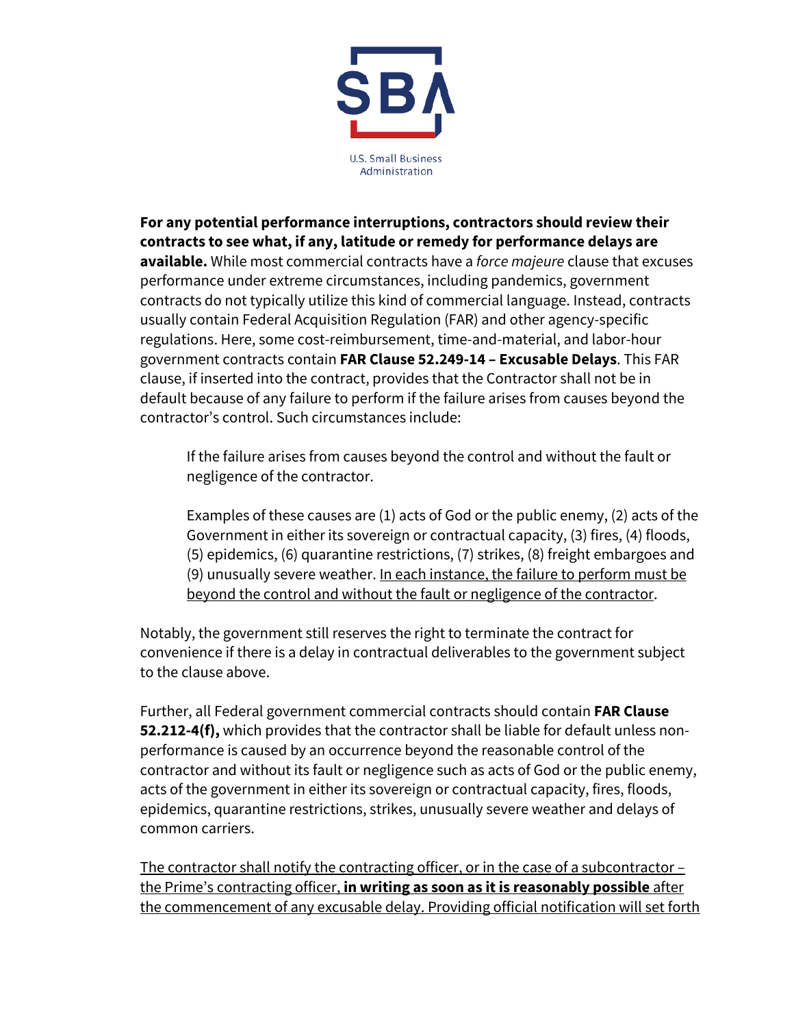**For any potential performance interruptions, contractors should review their contracts to see what, if any, latitude or remedy for performance delays are available.** While most commercial contracts have a *force majeure* clause that excuses performance under extreme circumstances, including pandemics, government contracts do not typically utilize this kind of commercial language. Instead, contracts usually contain Federal Acquisition Regulation (FAR) and other agency-specific regulations. Here, some cost-reimbursement, time-and-material, and labor-hour government contracts contain **FAR Clause 52.249-14 – Excusable Delays**. This FAR clause, if inserted into the contract, provides that the Contractor shall not be in default because of any failure to perform if the failure arises from causes beyond the contractor's control. Such circumstances include:

> If the failure arises from causes beyond the control and without the fault or negligence of the contractor.
>
> Examples of these causes are (1) acts of God or the public enemy, (2) acts of the Government in either its sovereign or contractual capacity, (3) fires, (4) floods, (5) epidemics, (6) quarantine restrictions, (7) strikes, (8) freight embargoes and (9) unusually severe weather. <u>In each instance, the failure to perform must be beyond the control and without the fault or negligence of the contractor</u>.

Notably, the government still reserves the right to terminate the contract for convenience if there is a delay in contractual deliverables to the government subject to the clause above.

Further, all Federal government commercial contracts should contain **FAR Clause 52.212-4(f),** which provides that the contractor shall be liable for default unless non-performance is caused by an occurrence beyond the reasonable control of the contractor and without its fault or negligence such as acts of God or the public enemy, acts of the government in either its sovereign or contractual capacity, fires, floods, epidemics, quarantine restrictions, strikes, unusually severe weather and delays of common carriers.

<u>The contractor shall notify the contracting officer, or in the case of a subcontractor – the Prime's contracting officer, **in writing as soon as it is reasonably possible** after the commencement of any excusable delay. Providing official notification will set forth</u>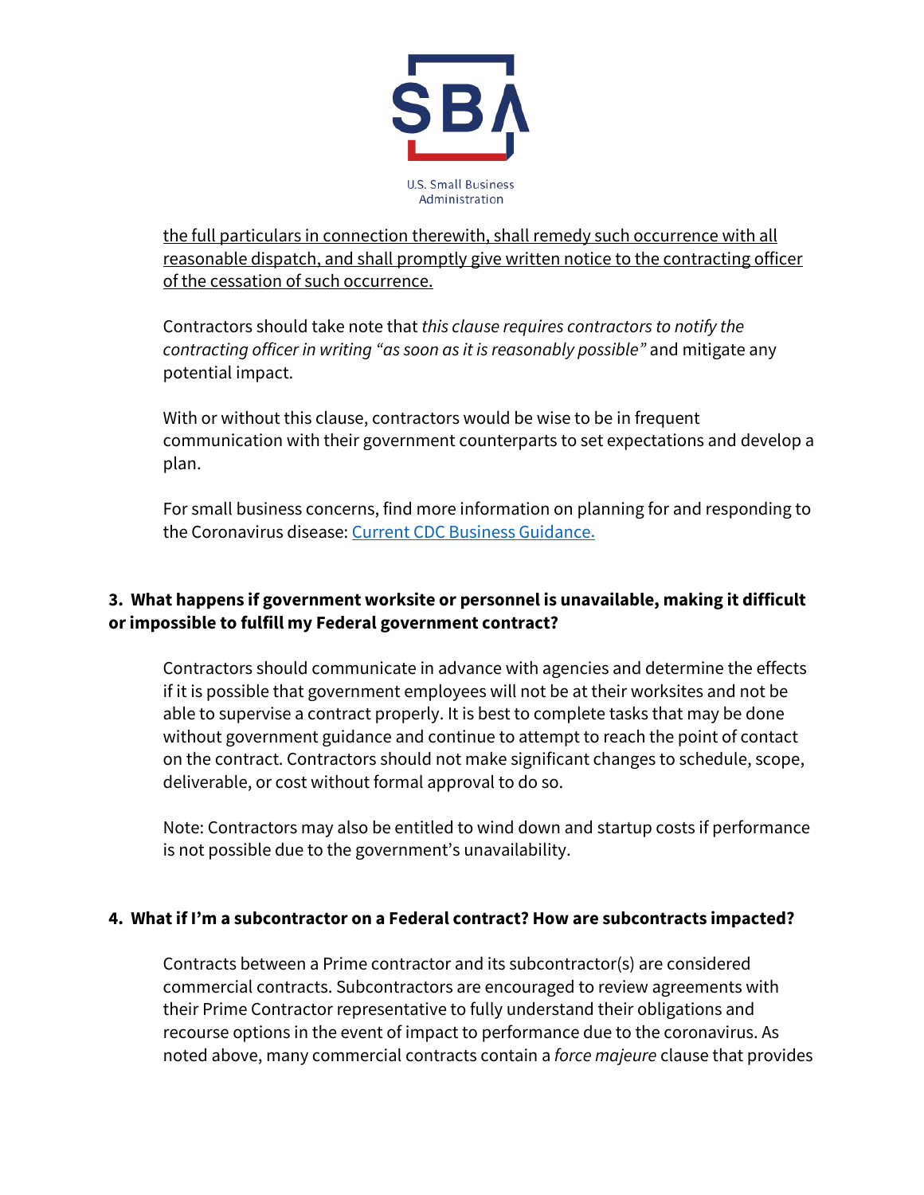<u>the full particulars in connection therewith, shall remedy such occurrence with all reasonable dispatch, and shall promptly give written notice to the contracting officer of the cessation of such occurrence.</u>

Contractors should take note that *this clause requires contractors to notify the contracting officer in writing "as soon as it is reasonably possible"* and mitigate any potential impact.

With or without this clause, contractors would be wise to be in frequent communication with their government counterparts to set expectations and develop a plan.

For small business concerns, find more information on planning for and responding to the Coronavirus disease: [Current CDC Business Guidance.]()

**3. What happens if government worksite or personnel is unavailable, making it difficult or impossible to fulfill my Federal government contract?**

Contractors should communicate in advance with agencies and determine the effects if it is possible that government employees will not be at their worksites and not be able to supervise a contract properly. It is best to complete tasks that may be done without government guidance and continue to attempt to reach the point of contact on the contract. Contractors should not make significant changes to schedule, scope, deliverable, or cost without formal approval to do so.

Note: Contractors may also be entitled to wind down and startup costs if performance is not possible due to the government's unavailability.

**4. What if I'm a subcontractor on a Federal contract? How are subcontracts impacted?**

Contracts between a Prime contractor and its subcontractor(s) are considered commercial contracts. Subcontractors are encouraged to review agreements with their Prime Contractor representative to fully understand their obligations and recourse options in the event of impact to performance due to the coronavirus. As noted above, many commercial contracts contain a *force majeure* clause that provides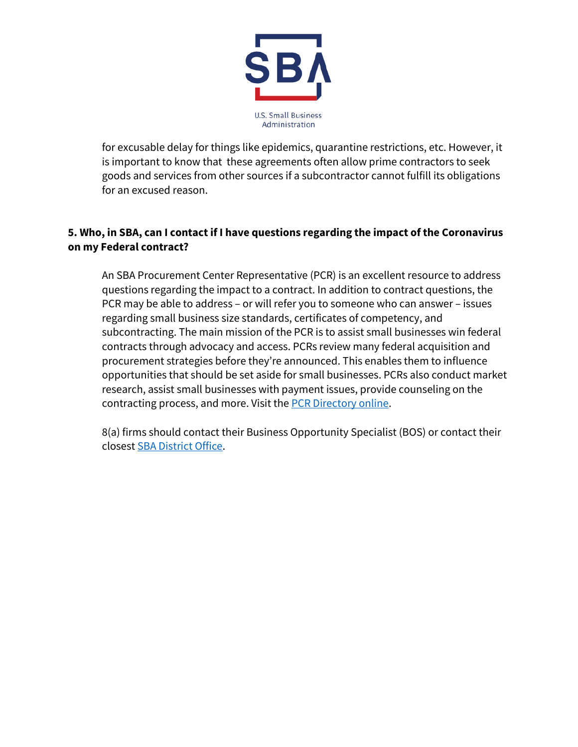for excusable delay for things like epidemics, quarantine restrictions, etc. However, it is important to know that these agreements often allow prime contractors to seek goods and services from other sources if a subcontractor cannot fulfill its obligations for an excused reason.

**5. Who, in SBA, can I contact if I have questions regarding the impact of the Coronavirus on my Federal contract?**

An SBA Procurement Center Representative (PCR) is an excellent resource to address questions regarding the impact to a contract. In addition to contract questions, the PCR may be able to address – or will refer you to someone who can answer – issues regarding small business size standards, certificates of competency, and subcontracting. The main mission of the PCR is to assist small businesses win federal contracts through advocacy and access. PCRs review many federal acquisition and procurement strategies before they're announced. This enables them to influence opportunities that should be set aside for small businesses. PCRs also conduct market research, assist small businesses with payment issues, provide counseling on the contracting process, and more. Visit the PCR Directory online.

8(a) firms should contact their Business Opportunity Specialist (BOS) or contact their closest SBA District Office.